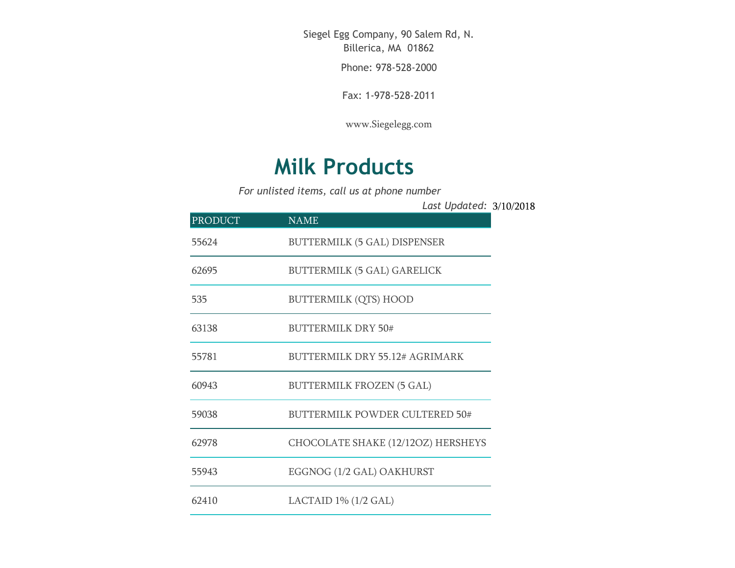Siegel Egg Company, 90 Salem Rd, N. Billerica, MA 01862

Phone: 978-528-2000

Fax: 1-978-528-2011

www.Siegelegg.com

# Milk Products

*For unlisted items, call us at phone number*

*Last Updated:* 3/10/2018

| PRODUCT | NAME |
|---|---|
| 55624 | BUTTERMILK (5 GAL) DISPENSER |
| 62695 | BUTTERMILK (5 GAL) GARELICK |
| 535 | BUTTERMILK (QTS) HOOD |
| 63138 | BUTTERMILK DRY 50# |
| 55781 | BUTTERMILK DRY 55.12# AGRIMARK |
| 60943 | BUTTERMILK FROZEN (5 GAL) |
| 59038 | BUTTERMILK POWDER CULTERED 50# |
| 62978 | CHOCOLATE SHAKE (12/12OZ) HERSHEYS |
| 55943 | EGGNOG (1/2 GAL) OAKHURST |
| 62410 | LACTAID 1% (1/2 GAL) |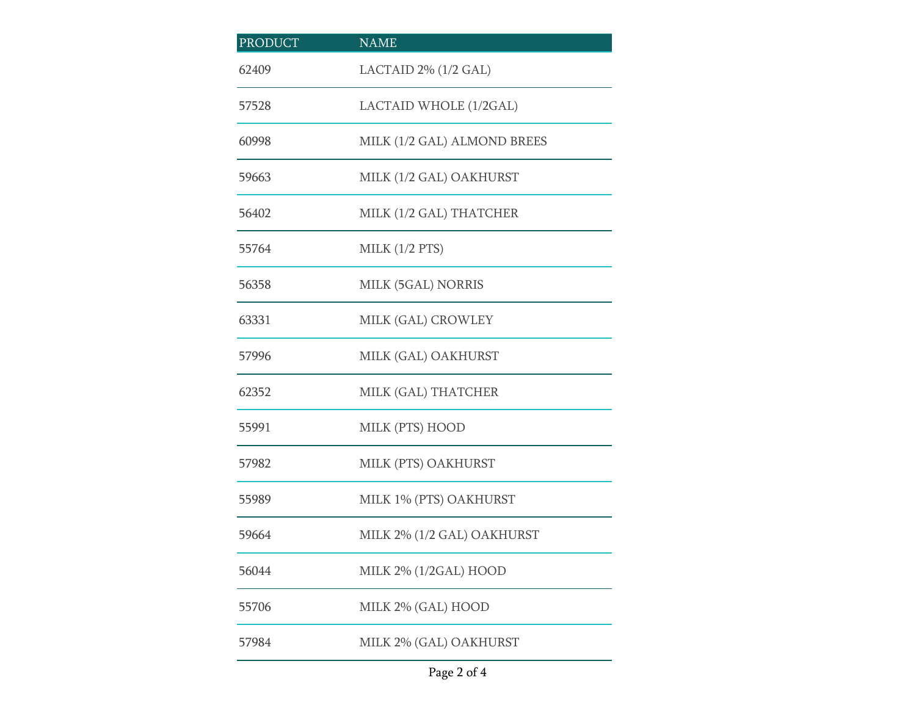| PRODUCT | NAME |
| --- | --- |
| 62409 | LACTAID 2% (1/2 GAL) |
| 57528 | LACTAID WHOLE (1/2GAL) |
| 60998 | MILK (1/2 GAL) ALMOND BREES |
| 59663 | MILK (1/2 GAL) OAKHURST |
| 56402 | MILK (1/2 GAL) THATCHER |
| 55764 | MILK (1/2 PTS) |
| 56358 | MILK (5GAL) NORRIS |
| 63331 | MILK (GAL) CROWLEY |
| 57996 | MILK (GAL) OAKHURST |
| 62352 | MILK (GAL) THATCHER |
| 55991 | MILK (PTS) HOOD |
| 57982 | MILK (PTS) OAKHURST |
| 55989 | MILK 1% (PTS) OAKHURST |
| 59664 | MILK 2% (1/2 GAL) OAKHURST |
| 56044 | MILK 2% (1/2GAL) HOOD |
| 55706 | MILK 2% (GAL) HOOD |
| 57984 | MILK 2% (GAL) OAKHURST |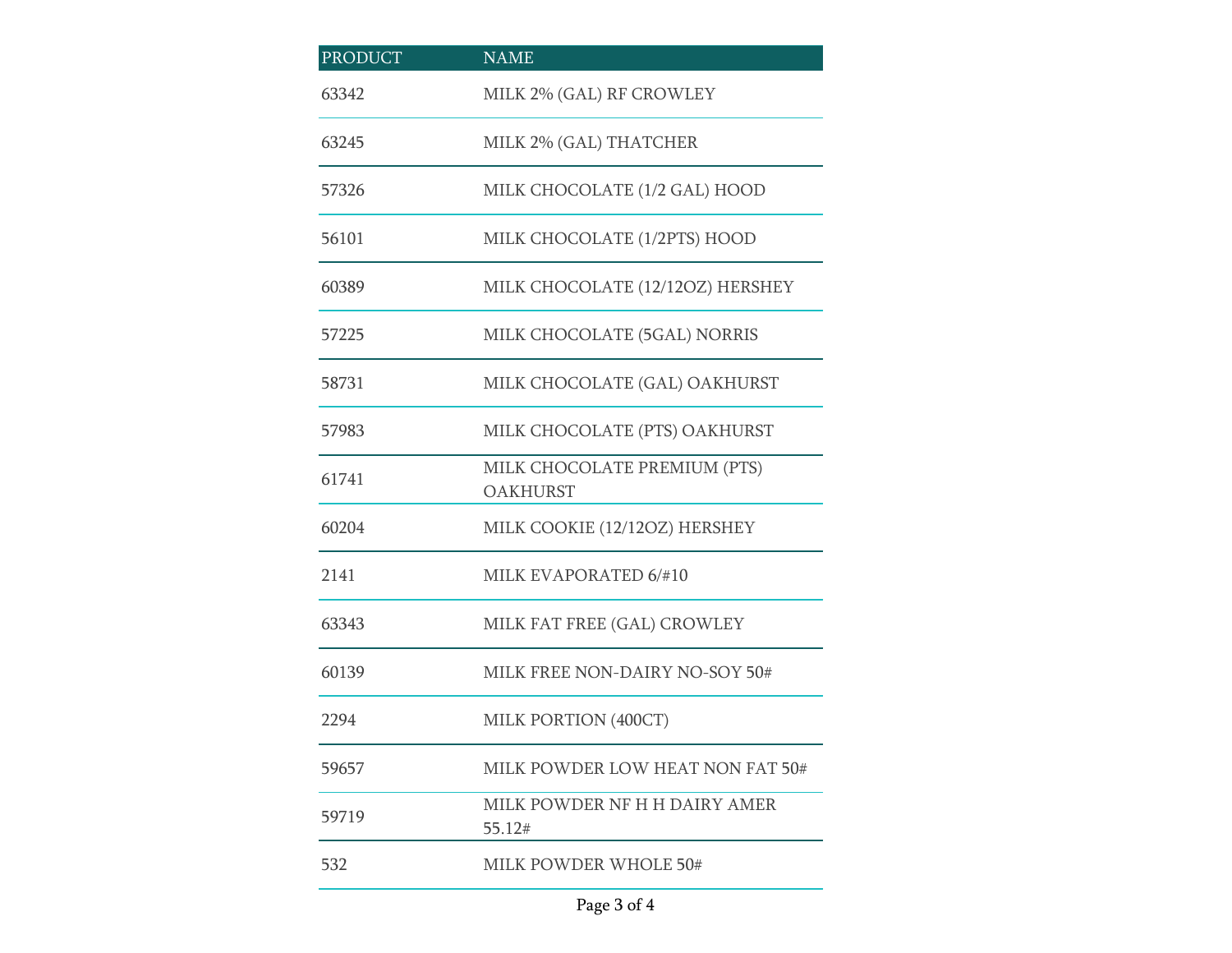| PRODUCT | NAME |
| --- | --- |
| 63342 | MILK 2% (GAL) RF CROWLEY |
| 63245 | MILK 2% (GAL) THATCHER |
| 57326 | MILK CHOCOLATE (1/2 GAL) HOOD |
| 56101 | MILK CHOCOLATE (1/2PTS) HOOD |
| 60389 | MILK CHOCOLATE (12/12OZ) HERSHEY |
| 57225 | MILK CHOCOLATE (5GAL) NORRIS |
| 58731 | MILK CHOCOLATE (GAL) OAKHURST |
| 57983 | MILK CHOCOLATE (PTS) OAKHURST |
| 61741 | MILK CHOCOLATE PREMIUM (PTS) OAKHURST |
| 60204 | MILK COOKIE (12/12OZ) HERSHEY |
| 2141 | MILK EVAPORATED 6/#10 |
| 63343 | MILK FAT FREE (GAL) CROWLEY |
| 60139 | MILK FREE NON-DAIRY NO-SOY 50# |
| 2294 | MILK PORTION (400CT) |
| 59657 | MILK POWDER LOW HEAT NON FAT 50# |
| 59719 | MILK POWDER NF H H DAIRY AMER 55.12# |
| 532 | MILK POWDER WHOLE 50# |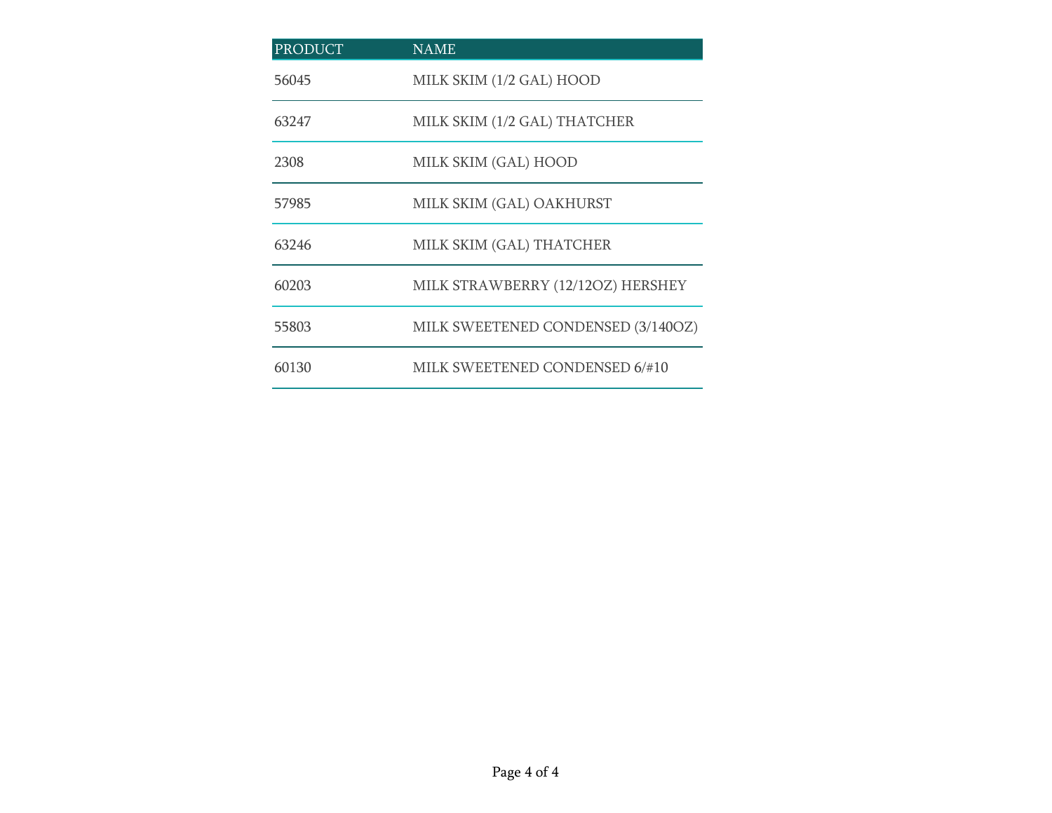| PRODUCT | NAME |
|---|---|
| 56045 | MILK SKIM (1/2 GAL) HOOD |
| 63247 | MILK SKIM (1/2 GAL) THATCHER |
| 2308 | MILK SKIM (GAL) HOOD |
| 57985 | MILK SKIM (GAL) OAKHURST |
| 63246 | MILK SKIM (GAL) THATCHER |
| 60203 | MILK STRAWBERRY (12/12OZ) HERSHEY |
| 55803 | MILK SWEETENED CONDENSED (3/140OZ) |
| 60130 | MILK SWEETENED CONDENSED 6/#10 |